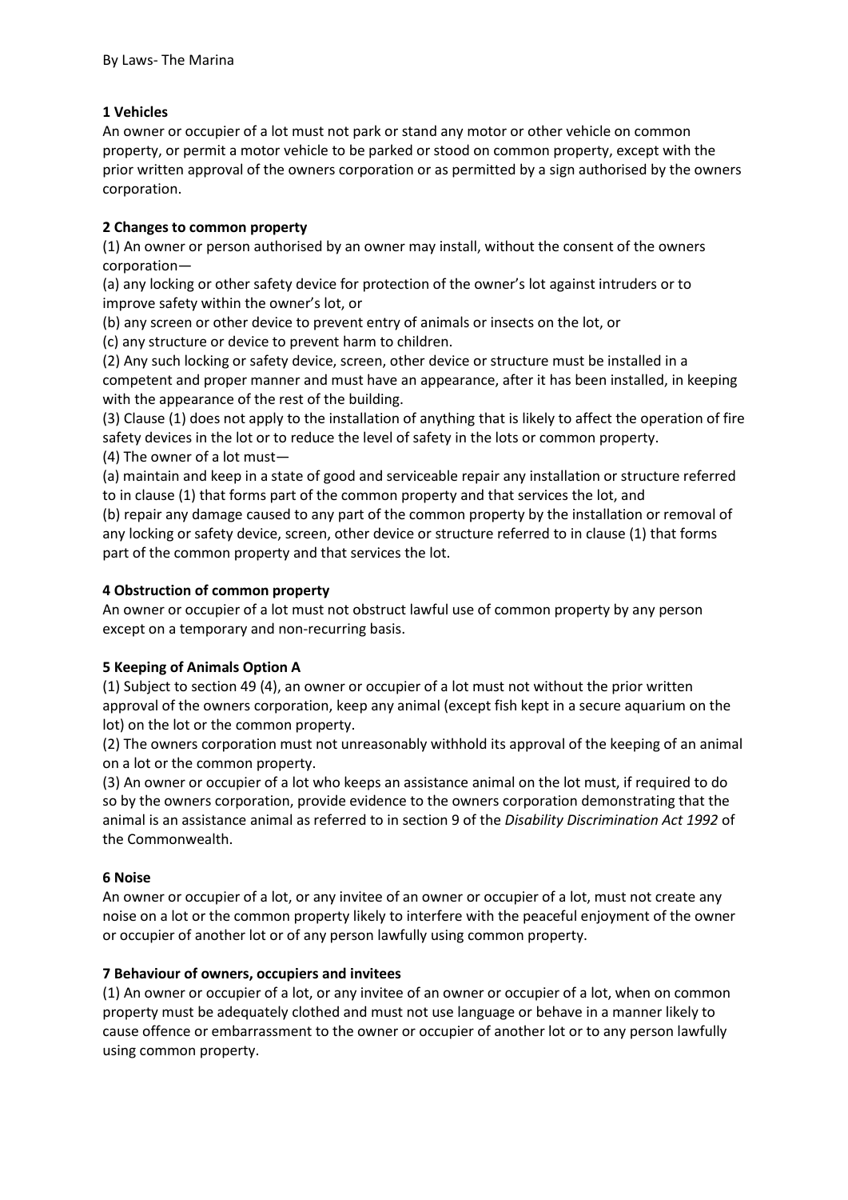By Laws- The Marina

**1 Vehicles**

An owner or occupier of a lot must not park or stand any motor or other vehicle on common property, or permit a motor vehicle to be parked or stood on common property, except with the prior written approval of the owners corporation or as permitted by a sign authorised by the owners corporation.

**2 Changes to common property**

(1) An owner or person authorised by an owner may install, without the consent of the owners corporation—

(a) any locking or other safety device for protection of the owner's lot against intruders or to improve safety within the owner's lot, or

(b) any screen or other device to prevent entry of animals or insects on the lot, or

(c) any structure or device to prevent harm to children.

(2) Any such locking or safety device, screen, other device or structure must be installed in a competent and proper manner and must have an appearance, after it has been installed, in keeping with the appearance of the rest of the building.

(3) Clause (1) does not apply to the installation of anything that is likely to affect the operation of fire safety devices in the lot or to reduce the level of safety in the lots or common property.

(4) The owner of a lot must—

(a) maintain and keep in a state of good and serviceable repair any installation or structure referred to in clause (1) that forms part of the common property and that services the lot, and

(b) repair any damage caused to any part of the common property by the installation or removal of any locking or safety device, screen, other device or structure referred to in clause (1) that forms part of the common property and that services the lot.

**4 Obstruction of common property**

An owner or occupier of a lot must not obstruct lawful use of common property by any person except on a temporary and non-recurring basis.

**5 Keeping of Animals Option A**

(1) Subject to section 49 (4), an owner or occupier of a lot must not without the prior written approval of the owners corporation, keep any animal (except fish kept in a secure aquarium on the lot) on the lot or the common property.

(2) The owners corporation must not unreasonably withhold its approval of the keeping of an animal on a lot or the common property.

(3) An owner or occupier of a lot who keeps an assistance animal on the lot must, if required to do so by the owners corporation, provide evidence to the owners corporation demonstrating that the animal is an assistance animal as referred to in section 9 of the *Disability Discrimination Act 1992* of the Commonwealth.

**6 Noise**

An owner or occupier of a lot, or any invitee of an owner or occupier of a lot, must not create any noise on a lot or the common property likely to interfere with the peaceful enjoyment of the owner or occupier of another lot or of any person lawfully using common property.

**7 Behaviour of owners, occupiers and invitees**

(1) An owner or occupier of a lot, or any invitee of an owner or occupier of a lot, when on common property must be adequately clothed and must not use language or behave in a manner likely to cause offence or embarrassment to the owner or occupier of another lot or to any person lawfully using common property.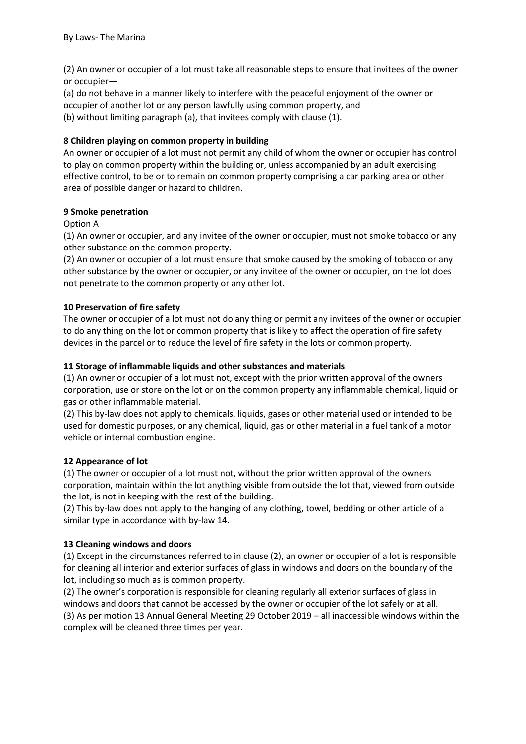(2) An owner or occupier of a lot must take all reasonable steps to ensure that invitees of the owner or occupier—

(a) do not behave in a manner likely to interfere with the peaceful enjoyment of the owner or occupier of another lot or any person lawfully using common property, and

(b) without limiting paragraph (a), that invitees comply with clause (1).

**8 Children playing on common property in building**

An owner or occupier of a lot must not permit any child of whom the owner or occupier has control to play on common property within the building or, unless accompanied by an adult exercising effective control, to be or to remain on common property comprising a car parking area or other area of possible danger or hazard to children.

**9 Smoke penetration**

Option A

(1) An owner or occupier, and any invitee of the owner or occupier, must not smoke tobacco or any other substance on the common property.

(2) An owner or occupier of a lot must ensure that smoke caused by the smoking of tobacco or any other substance by the owner or occupier, or any invitee of the owner or occupier, on the lot does not penetrate to the common property or any other lot.

**10 Preservation of fire safety**

The owner or occupier of a lot must not do any thing or permit any invitees of the owner or occupier to do any thing on the lot or common property that is likely to affect the operation of fire safety devices in the parcel or to reduce the level of fire safety in the lots or common property.

**11 Storage of inflammable liquids and other substances and materials**

(1) An owner or occupier of a lot must not, except with the prior written approval of the owners corporation, use or store on the lot or on the common property any inflammable chemical, liquid or gas or other inflammable material.

(2) This by-law does not apply to chemicals, liquids, gases or other material used or intended to be used for domestic purposes, or any chemical, liquid, gas or other material in a fuel tank of a motor vehicle or internal combustion engine.

**12 Appearance of lot**

(1) The owner or occupier of a lot must not, without the prior written approval of the owners corporation, maintain within the lot anything visible from outside the lot that, viewed from outside the lot, is not in keeping with the rest of the building.

(2) This by-law does not apply to the hanging of any clothing, towel, bedding or other article of a similar type in accordance with by-law 14.

**13 Cleaning windows and doors**

(1) Except in the circumstances referred to in clause (2), an owner or occupier of a lot is responsible for cleaning all interior and exterior surfaces of glass in windows and doors on the boundary of the lot, including so much as is common property.

(2) The owner's corporation is responsible for cleaning regularly all exterior surfaces of glass in windows and doors that cannot be accessed by the owner or occupier of the lot safely or at all.

(3) As per motion 13 Annual General Meeting 29 October 2019 – all inaccessible windows within the complex will be cleaned three times per year.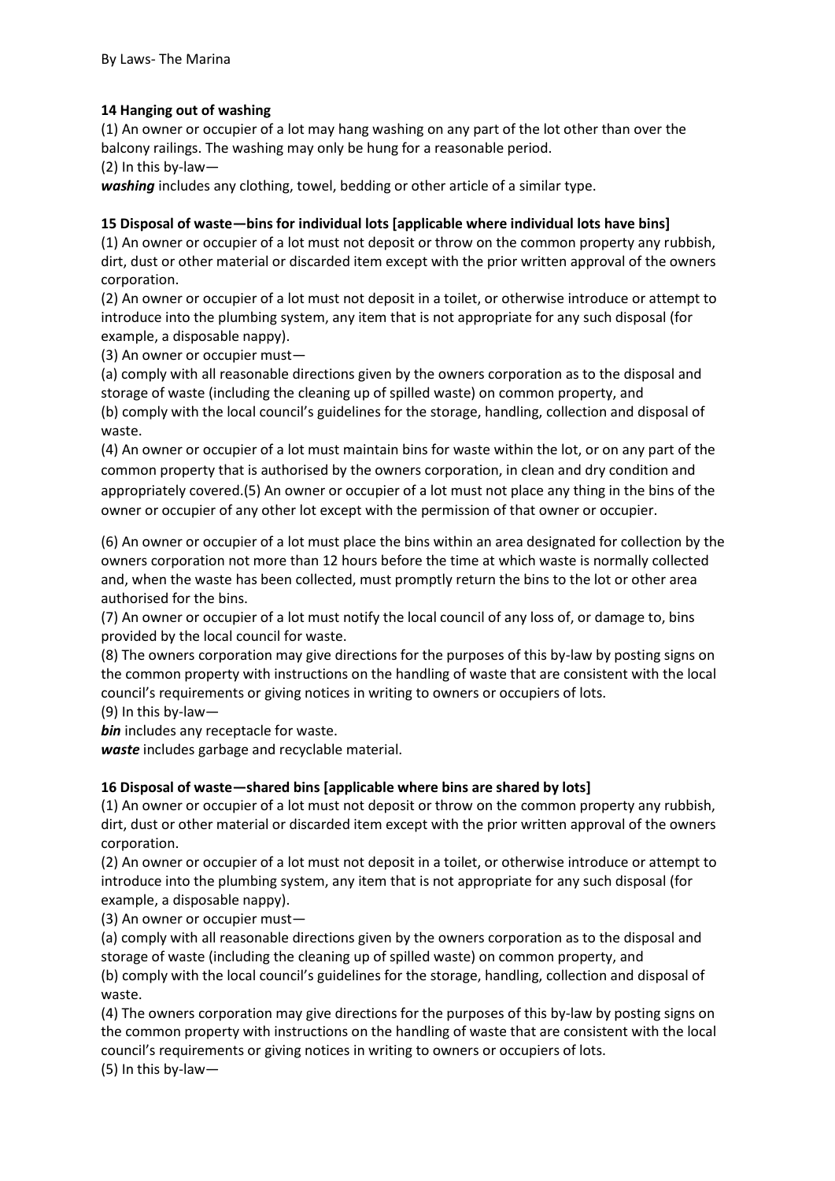### 14 Hanging out of washing

(1) An owner or occupier of a lot may hang washing on any part of the lot other than over the balcony railings. The washing may only be hung for a reasonable period.

(2) In this by-law—

***washing*** includes any clothing, towel, bedding or other article of a similar type.

### 15 Disposal of waste—bins for individual lots [applicable where individual lots have bins]

(1) An owner or occupier of a lot must not deposit or throw on the common property any rubbish, dirt, dust or other material or discarded item except with the prior written approval of the owners corporation.

(2) An owner or occupier of a lot must not deposit in a toilet, or otherwise introduce or attempt to introduce into the plumbing system, any item that is not appropriate for any such disposal (for example, a disposable nappy).

(3) An owner or occupier must—

(a) comply with all reasonable directions given by the owners corporation as to the disposal and storage of waste (including the cleaning up of spilled waste) on common property, and

(b) comply with the local council's guidelines for the storage, handling, collection and disposal of waste.

(4) An owner or occupier of a lot must maintain bins for waste within the lot, or on any part of the common property that is authorised by the owners corporation, in clean and dry condition and appropriately covered.(5) An owner or occupier of a lot must not place any thing in the bins of the owner or occupier of any other lot except with the permission of that owner or occupier.

(6) An owner or occupier of a lot must place the bins within an area designated for collection by the owners corporation not more than 12 hours before the time at which waste is normally collected and, when the waste has been collected, must promptly return the bins to the lot or other area authorised for the bins.

(7) An owner or occupier of a lot must notify the local council of any loss of, or damage to, bins provided by the local council for waste.

(8) The owners corporation may give directions for the purposes of this by-law by posting signs on the common property with instructions on the handling of waste that are consistent with the local council's requirements or giving notices in writing to owners or occupiers of lots.

(9) In this by-law—

***bin*** includes any receptacle for waste.

***waste*** includes garbage and recyclable material.

### 16 Disposal of waste—shared bins [applicable where bins are shared by lots]

(1) An owner or occupier of a lot must not deposit or throw on the common property any rubbish, dirt, dust or other material or discarded item except with the prior written approval of the owners corporation.

(2) An owner or occupier of a lot must not deposit in a toilet, or otherwise introduce or attempt to introduce into the plumbing system, any item that is not appropriate for any such disposal (for example, a disposable nappy).

(3) An owner or occupier must—

(a) comply with all reasonable directions given by the owners corporation as to the disposal and storage of waste (including the cleaning up of spilled waste) on common property, and

(b) comply with the local council's guidelines for the storage, handling, collection and disposal of waste.

(4) The owners corporation may give directions for the purposes of this by-law by posting signs on the common property with instructions on the handling of waste that are consistent with the local council's requirements or giving notices in writing to owners or occupiers of lots.

(5) In this by-law—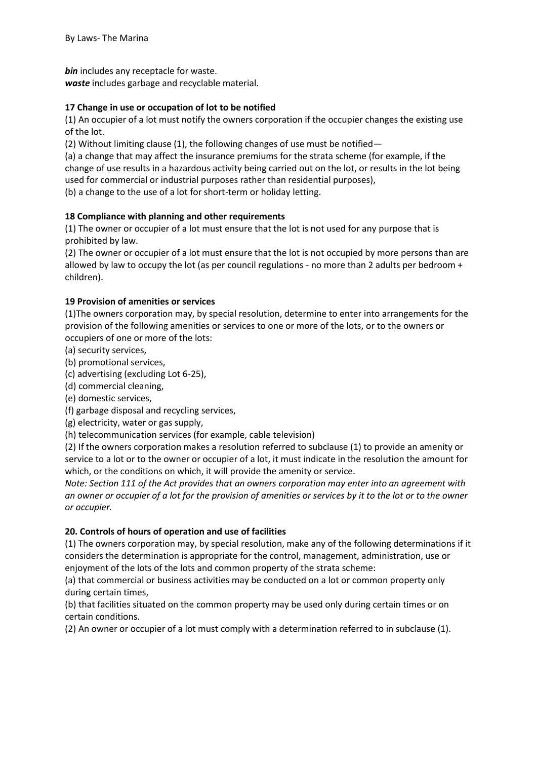***bin*** includes any receptacle for waste.
***waste*** includes garbage and recyclable material.

**17 Change in use or occupation of lot to be notified**

(1) An occupier of a lot must notify the owners corporation if the occupier changes the existing use of the lot.

(2) Without limiting clause (1), the following changes of use must be notified—

(a) a change that may affect the insurance premiums for the strata scheme (for example, if the change of use results in a hazardous activity being carried out on the lot, or results in the lot being used for commercial or industrial purposes rather than residential purposes),

(b) a change to the use of a lot for short-term or holiday letting.

**18 Compliance with planning and other requirements**

(1) The owner or occupier of a lot must ensure that the lot is not used for any purpose that is prohibited by law.

(2) The owner or occupier of a lot must ensure that the lot is not occupied by more persons than are allowed by law to occupy the lot (as per council regulations - no more than 2 adults per bedroom + children).

**19 Provision of amenities or services**

(1)The owners corporation may, by special resolution, determine to enter into arrangements for the provision of the following amenities or services to one or more of the lots, or to the owners or occupiers of one or more of the lots:

(a) security services,
(b) promotional services,
(c) advertising (excluding Lot 6-25),
(d) commercial cleaning,
(e) domestic services,
(f) garbage disposal and recycling services,
(g) electricity, water or gas supply,
(h) telecommunication services (for example, cable television)

(2) If the owners corporation makes a resolution referred to subclause (1) to provide an amenity or service to a lot or to the owner or occupier of a lot, it must indicate in the resolution the amount for which, or the conditions on which, it will provide the amenity or service.

*Note: Section 111 of the Act provides that an owners corporation may enter into an agreement with an owner or occupier of a lot for the provision of amenities or services by it to the lot or to the owner or occupier.*

**20. Controls of hours of operation and use of facilities**

(1) The owners corporation may, by special resolution, make any of the following determinations if it considers the determination is appropriate for the control, management, administration, use or enjoyment of the lots of the lots and common property of the strata scheme:

(a) that commercial or business activities may be conducted on a lot or common property only during certain times,

(b) that facilities situated on the common property may be used only during certain times or on certain conditions.

(2) An owner or occupier of a lot must comply with a determination referred to in subclause (1).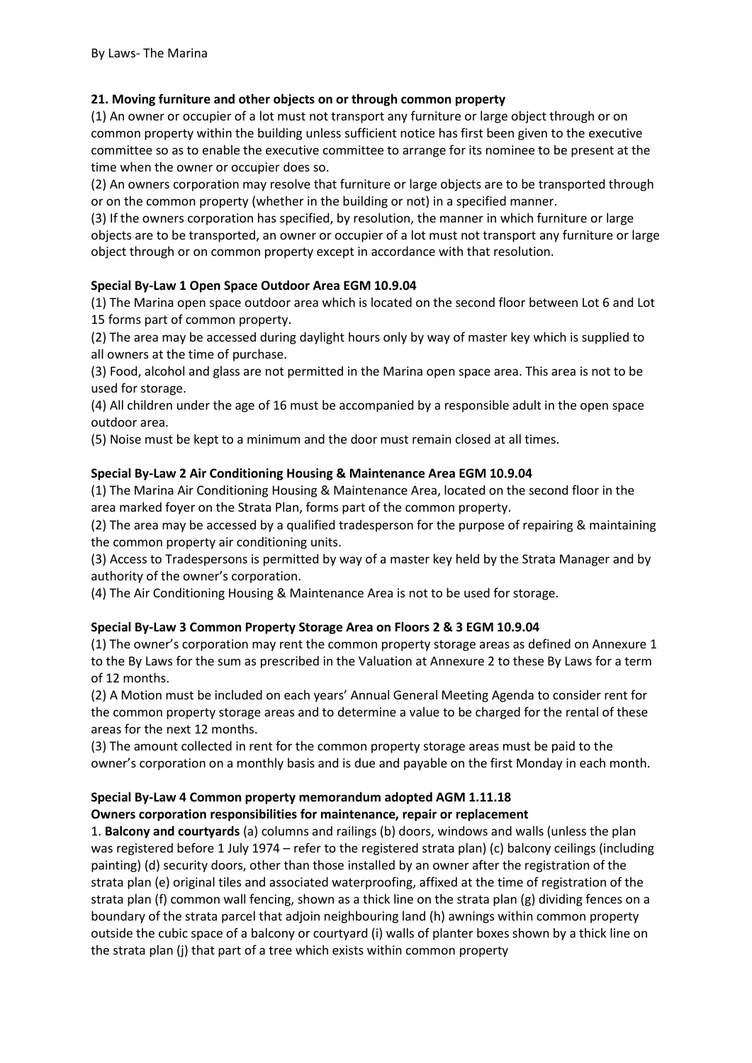**21. Moving furniture and other objects on or through common property**

(1) An owner or occupier of a lot must not transport any furniture or large object through or on common property within the building unless sufficient notice has first been given to the executive committee so as to enable the executive committee to arrange for its nominee to be present at the time when the owner or occupier does so.

(2) An owners corporation may resolve that furniture or large objects are to be transported through or on the common property (whether in the building or not) in a specified manner.

(3) If the owners corporation has specified, by resolution, the manner in which furniture or large objects are to be transported, an owner or occupier of a lot must not transport any furniture or large object through or on common property except in accordance with that resolution.

**Special By-Law 1 Open Space Outdoor Area EGM 10.9.04**

(1) The Marina open space outdoor area which is located on the second floor between Lot 6 and Lot 15 forms part of common property.

(2) The area may be accessed during daylight hours only by way of master key which is supplied to all owners at the time of purchase.

(3) Food, alcohol and glass are not permitted in the Marina open space area. This area is not to be used for storage.

(4) All children under the age of 16 must be accompanied by a responsible adult in the open space outdoor area.

(5) Noise must be kept to a minimum and the door must remain closed at all times.

**Special By-Law 2 Air Conditioning Housing & Maintenance Area EGM 10.9.04**

(1) The Marina Air Conditioning Housing & Maintenance Area, located on the second floor in the area marked foyer on the Strata Plan, forms part of the common property.

(2) The area may be accessed by a qualified tradesperson for the purpose of repairing & maintaining the common property air conditioning units.

(3) Access to Tradespersons is permitted by way of a master key held by the Strata Manager and by authority of the owner's corporation.

(4) The Air Conditioning Housing & Maintenance Area is not to be used for storage.

**Special By-Law 3 Common Property Storage Area on Floors 2 & 3 EGM 10.9.04**

(1) The owner's corporation may rent the common property storage areas as defined on Annexure 1 to the By Laws for the sum as prescribed in the Valuation at Annexure 2 to these By Laws for a term of 12 months.

(2) A Motion must be included on each years' Annual General Meeting Agenda to consider rent for the common property storage areas and to determine a value to be charged for the rental of these areas for the next 12 months.

(3) The amount collected in rent for the common property storage areas must be paid to the owner's corporation on a monthly basis and is due and payable on the first Monday in each month.

**Special By-Law 4 Common property memorandum adopted AGM 1.11.18**
**Owners corporation responsibilities for maintenance, repair or replacement**

1. **Balcony and courtyards** (a) columns and railings (b) doors, windows and walls (unless the plan was registered before 1 July 1974 – refer to the registered strata plan) (c) balcony ceilings (including painting) (d) security doors, other than those installed by an owner after the registration of the strata plan (e) original tiles and associated waterproofing, affixed at the time of registration of the strata plan (f) common wall fencing, shown as a thick line on the strata plan (g) dividing fences on a boundary of the strata parcel that adjoin neighbouring land (h) awnings within common property outside the cubic space of a balcony or courtyard (i) walls of planter boxes shown by a thick line on the strata plan (j) that part of a tree which exists within common property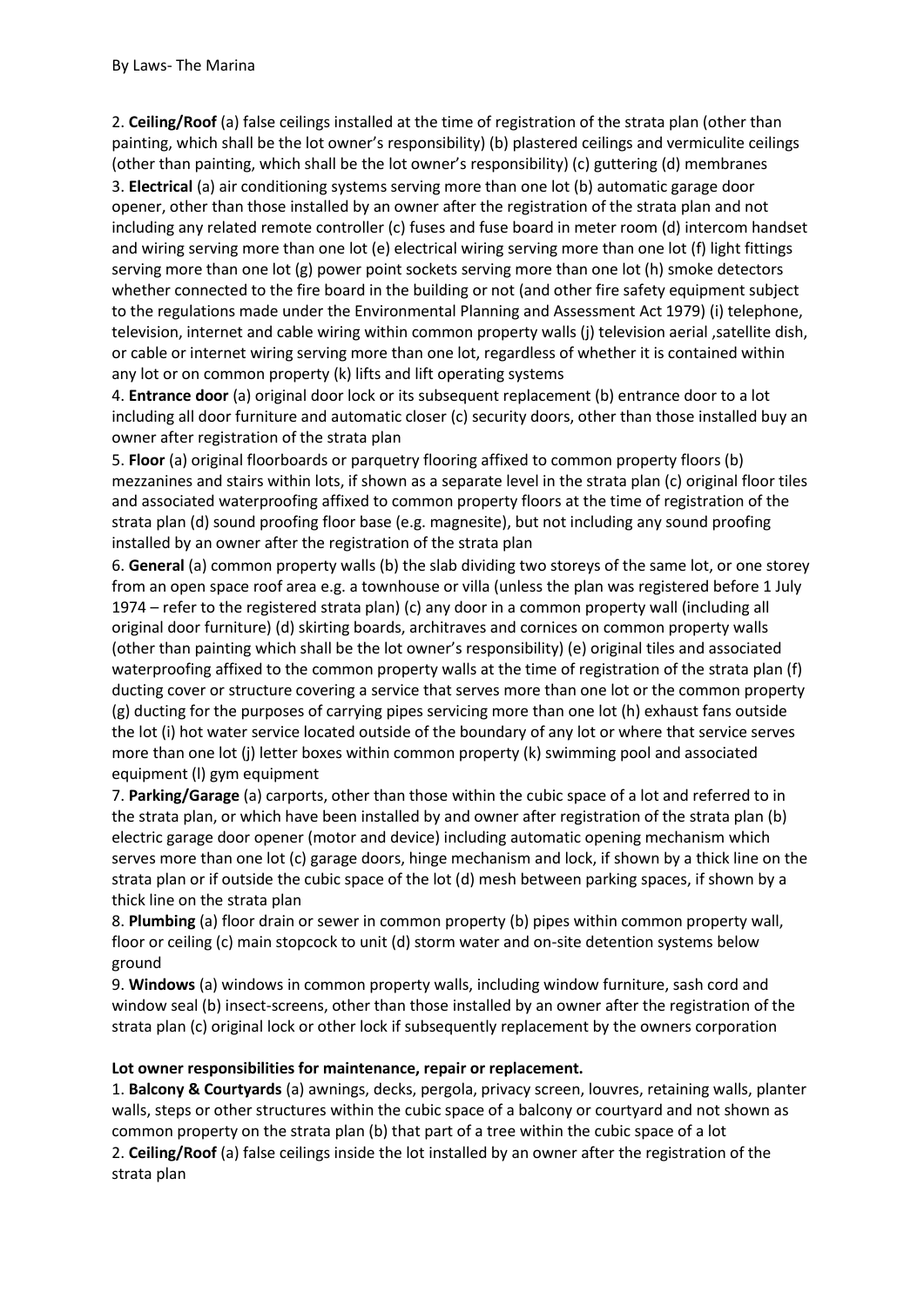2. **Ceiling/Roof** (a) false ceilings installed at the time of registration of the strata plan (other than painting, which shall be the lot owner's responsibility) (b) plastered ceilings and vermiculite ceilings (other than painting, which shall be the lot owner's responsibility) (c) guttering (d) membranes

3. **Electrical** (a) air conditioning systems serving more than one lot (b) automatic garage door opener, other than those installed by an owner after the registration of the strata plan and not including any related remote controller (c) fuses and fuse board in meter room (d) intercom handset and wiring serving more than one lot (e) electrical wiring serving more than one lot (f) light fittings serving more than one lot (g) power point sockets serving more than one lot (h) smoke detectors whether connected to the fire board in the building or not (and other fire safety equipment subject to the regulations made under the Environmental Planning and Assessment Act 1979) (i) telephone, television, internet and cable wiring within common property walls (j) television aerial ,satellite dish, or cable or internet wiring serving more than one lot, regardless of whether it is contained within any lot or on common property (k) lifts and lift operating systems

4. **Entrance door** (a) original door lock or its subsequent replacement (b) entrance door to a lot including all door furniture and automatic closer (c) security doors, other than those installed buy an owner after registration of the strata plan

5. **Floor** (a) original floorboards or parquetry flooring affixed to common property floors (b) mezzanines and stairs within lots, if shown as a separate level in the strata plan (c) original floor tiles and associated waterproofing affixed to common property floors at the time of registration of the strata plan (d) sound proofing floor base (e.g. magnesite), but not including any sound proofing installed by an owner after the registration of the strata plan

6. **General** (a) common property walls (b) the slab dividing two storeys of the same lot, or one storey from an open space roof area e.g. a townhouse or villa (unless the plan was registered before 1 July 1974 – refer to the registered strata plan) (c) any door in a common property wall (including all original door furniture) (d) skirting boards, architraves and cornices on common property walls (other than painting which shall be the lot owner's responsibility) (e) original tiles and associated waterproofing affixed to the common property walls at the time of registration of the strata plan (f) ducting cover or structure covering a service that serves more than one lot or the common property (g) ducting for the purposes of carrying pipes servicing more than one lot (h) exhaust fans outside the lot (i) hot water service located outside of the boundary of any lot or where that service serves more than one lot (j) letter boxes within common property (k) swimming pool and associated equipment (l) gym equipment

7. **Parking/Garage** (a) carports, other than those within the cubic space of a lot and referred to in the strata plan, or which have been installed by and owner after registration of the strata plan (b) electric garage door opener (motor and device) including automatic opening mechanism which serves more than one lot (c) garage doors, hinge mechanism and lock, if shown by a thick line on the strata plan or if outside the cubic space of the lot (d) mesh between parking spaces, if shown by a thick line on the strata plan

8. **Plumbing** (a) floor drain or sewer in common property (b) pipes within common property wall, floor or ceiling (c) main stopcock to unit (d) storm water and on-site detention systems below ground

9. **Windows** (a) windows in common property walls, including window furniture, sash cord and window seal (b) insect-screens, other than those installed by an owner after the registration of the strata plan (c) original lock or other lock if subsequently replacement by the owners corporation

**Lot owner responsibilities for maintenance, repair or replacement.**

1. **Balcony & Courtyards** (a) awnings, decks, pergola, privacy screen, louvres, retaining walls, planter walls, steps or other structures within the cubic space of a balcony or courtyard and not shown as common property on the strata plan (b) that part of a tree within the cubic space of a lot

2. **Ceiling/Roof** (a) false ceilings inside the lot installed by an owner after the registration of the strata plan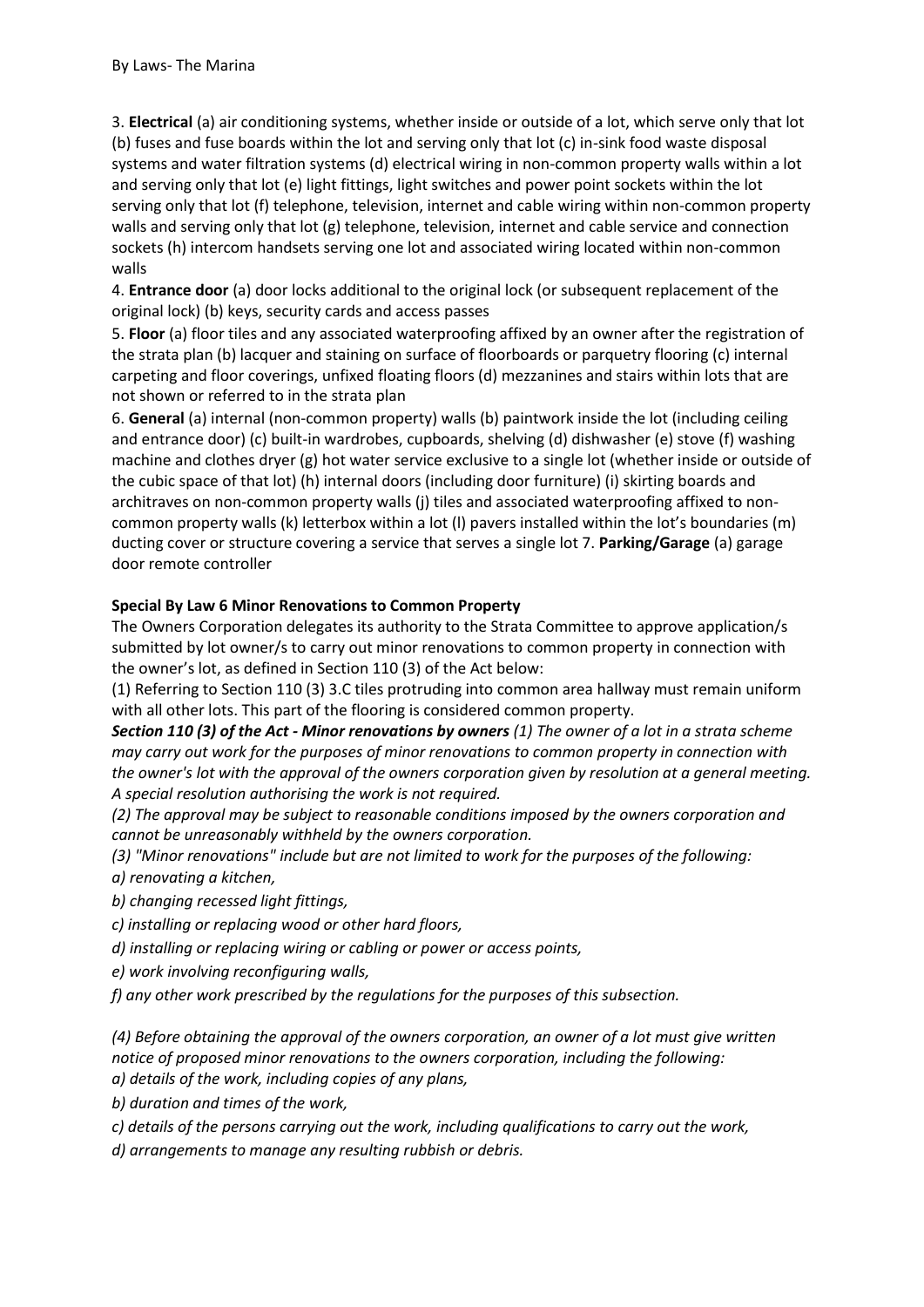3. **Electrical** (a) air conditioning systems, whether inside or outside of a lot, which serve only that lot (b) fuses and fuse boards within the lot and serving only that lot (c) in-sink food waste disposal systems and water filtration systems (d) electrical wiring in non-common property walls within a lot and serving only that lot (e) light fittings, light switches and power point sockets within the lot serving only that lot (f) telephone, television, internet and cable wiring within non-common property walls and serving only that lot (g) telephone, television, internet and cable service and connection sockets (h) intercom handsets serving one lot and associated wiring located within non-common walls

4. **Entrance door** (a) door locks additional to the original lock (or subsequent replacement of the original lock) (b) keys, security cards and access passes

5. **Floor** (a) floor tiles and any associated waterproofing affixed by an owner after the registration of the strata plan (b) lacquer and staining on surface of floorboards or parquetry flooring (c) internal carpeting and floor coverings, unfixed floating floors (d) mezzanines and stairs within lots that are not shown or referred to in the strata plan

6. **General** (a) internal (non-common property) walls (b) paintwork inside the lot (including ceiling and entrance door) (c) built-in wardrobes, cupboards, shelving (d) dishwasher (e) stove (f) washing machine and clothes dryer (g) hot water service exclusive to a single lot (whether inside or outside of the cubic space of that lot) (h) internal doors (including door furniture) (i) skirting boards and architraves on non-common property walls (j) tiles and associated waterproofing affixed to non-common property walls (k) letterbox within a lot (l) pavers installed within the lot's boundaries (m) ducting cover or structure covering a service that serves a single lot 7. **Parking/Garage** (a) garage door remote controller

**Special By Law 6 Minor Renovations to Common Property**

The Owners Corporation delegates its authority to the Strata Committee to approve application/s submitted by lot owner/s to carry out minor renovations to common property in connection with the owner's lot, as defined in Section 110 (3) of the Act below:

(1) Referring to Section 110 (3) 3.C tiles protruding into common area hallway must remain uniform with all other lots. This part of the flooring is considered common property.

***Section 110 (3) of the Act - Minor renovations by owners*** *(1) The owner of a lot in a strata scheme may carry out work for the purposes of minor renovations to common property in connection with the owner's lot with the approval of the owners corporation given by resolution at a general meeting. A special resolution authorising the work is not required.*

*(2) The approval may be subject to reasonable conditions imposed by the owners corporation and cannot be unreasonably withheld by the owners corporation.*

*(3) "Minor renovations" include but are not limited to work for the purposes of the following:*

*a) renovating a kitchen,*

*b) changing recessed light fittings,*

*c) installing or replacing wood or other hard floors,*

*d) installing or replacing wiring or cabling or power or access points,*

*e) work involving reconfiguring walls,*

*f) any other work prescribed by the regulations for the purposes of this subsection.*

*(4) Before obtaining the approval of the owners corporation, an owner of a lot must give written notice of proposed minor renovations to the owners corporation, including the following:*

*a) details of the work, including copies of any plans,*

*b) duration and times of the work,*

*c) details of the persons carrying out the work, including qualifications to carry out the work,*

*d) arrangements to manage any resulting rubbish or debris.*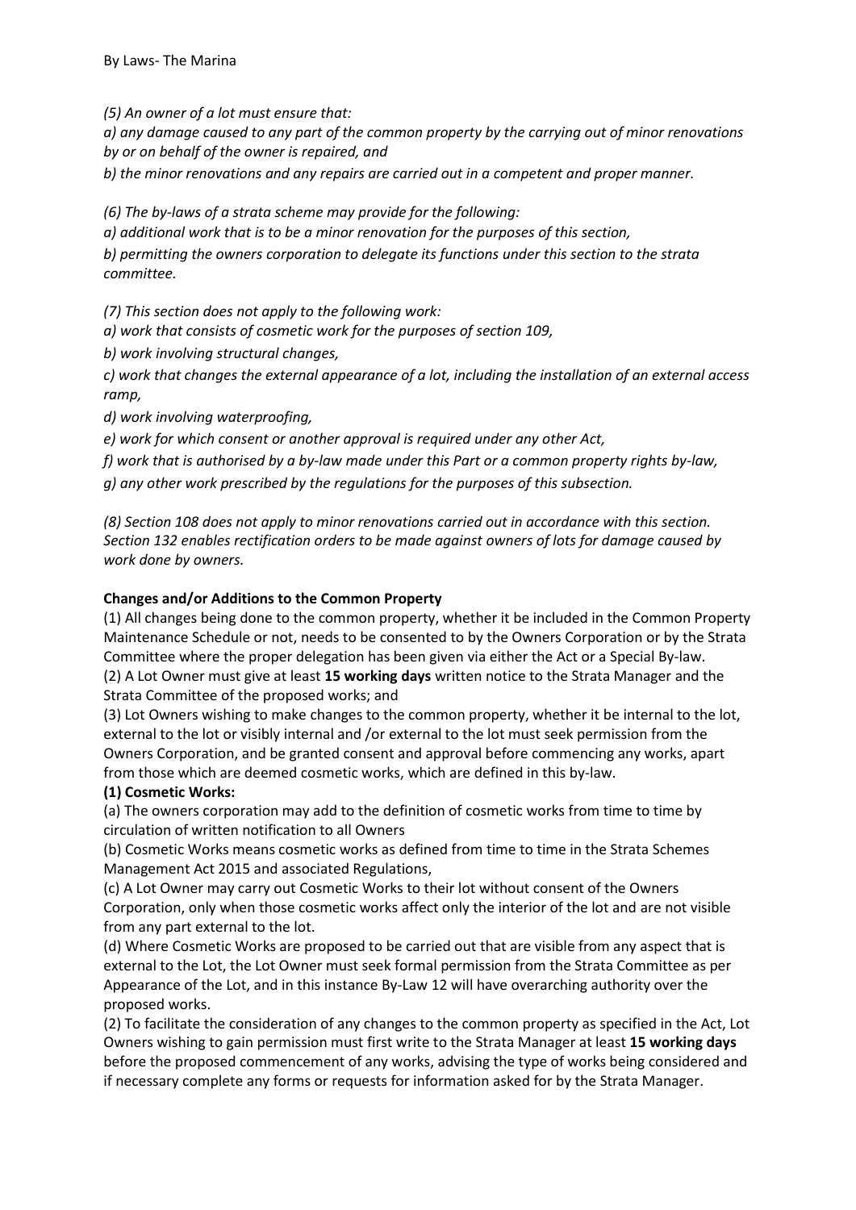*(5) An owner of a lot must ensure that:*

*a) any damage caused to any part of the common property by the carrying out of minor renovations by or on behalf of the owner is repaired, and*

*b) the minor renovations and any repairs are carried out in a competent and proper manner.*

*(6) The by-laws of a strata scheme may provide for the following:*

*a) additional work that is to be a minor renovation for the purposes of this section,*

*b) permitting the owners corporation to delegate its functions under this section to the strata committee.*

*(7) This section does not apply to the following work:*

*a) work that consists of cosmetic work for the purposes of section 109,*

*b) work involving structural changes,*

*c) work that changes the external appearance of a lot, including the installation of an external access ramp,*

*d) work involving waterproofing,*

*e) work for which consent or another approval is required under any other Act,*

*f) work that is authorised by a by-law made under this Part or a common property rights by-law,*

*g) any other work prescribed by the regulations for the purposes of this subsection.*

*(8) Section 108 does not apply to minor renovations carried out in accordance with this section. Section 132 enables rectification orders to be made against owners of lots for damage caused by work done by owners.*

**Changes and/or Additions to the Common Property**

(1) All changes being done to the common property, whether it be included in the Common Property Maintenance Schedule or not, needs to be consented to by the Owners Corporation or by the Strata Committee where the proper delegation has been given via either the Act or a Special By-law.

(2) A Lot Owner must give at least **15 working days** written notice to the Strata Manager and the Strata Committee of the proposed works; and

(3) Lot Owners wishing to make changes to the common property, whether it be internal to the lot, external to the lot or visibly internal and /or external to the lot must seek permission from the Owners Corporation, and be granted consent and approval before commencing any works, apart from those which are deemed cosmetic works, which are defined in this by-law.

**(1) Cosmetic Works:**

(a) The owners corporation may add to the definition of cosmetic works from time to time by circulation of written notification to all Owners

(b) Cosmetic Works means cosmetic works as defined from time to time in the Strata Schemes Management Act 2015 and associated Regulations,

(c) A Lot Owner may carry out Cosmetic Works to their lot without consent of the Owners Corporation, only when those cosmetic works affect only the interior of the lot and are not visible from any part external to the lot.

(d) Where Cosmetic Works are proposed to be carried out that are visible from any aspect that is external to the Lot, the Lot Owner must seek formal permission from the Strata Committee as per Appearance of the Lot, and in this instance By-Law 12 will have overarching authority over the proposed works.

(2) To facilitate the consideration of any changes to the common property as specified in the Act, Lot Owners wishing to gain permission must first write to the Strata Manager at least **15 working days** before the proposed commencement of any works, advising the type of works being considered and if necessary complete any forms or requests for information asked for by the Strata Manager.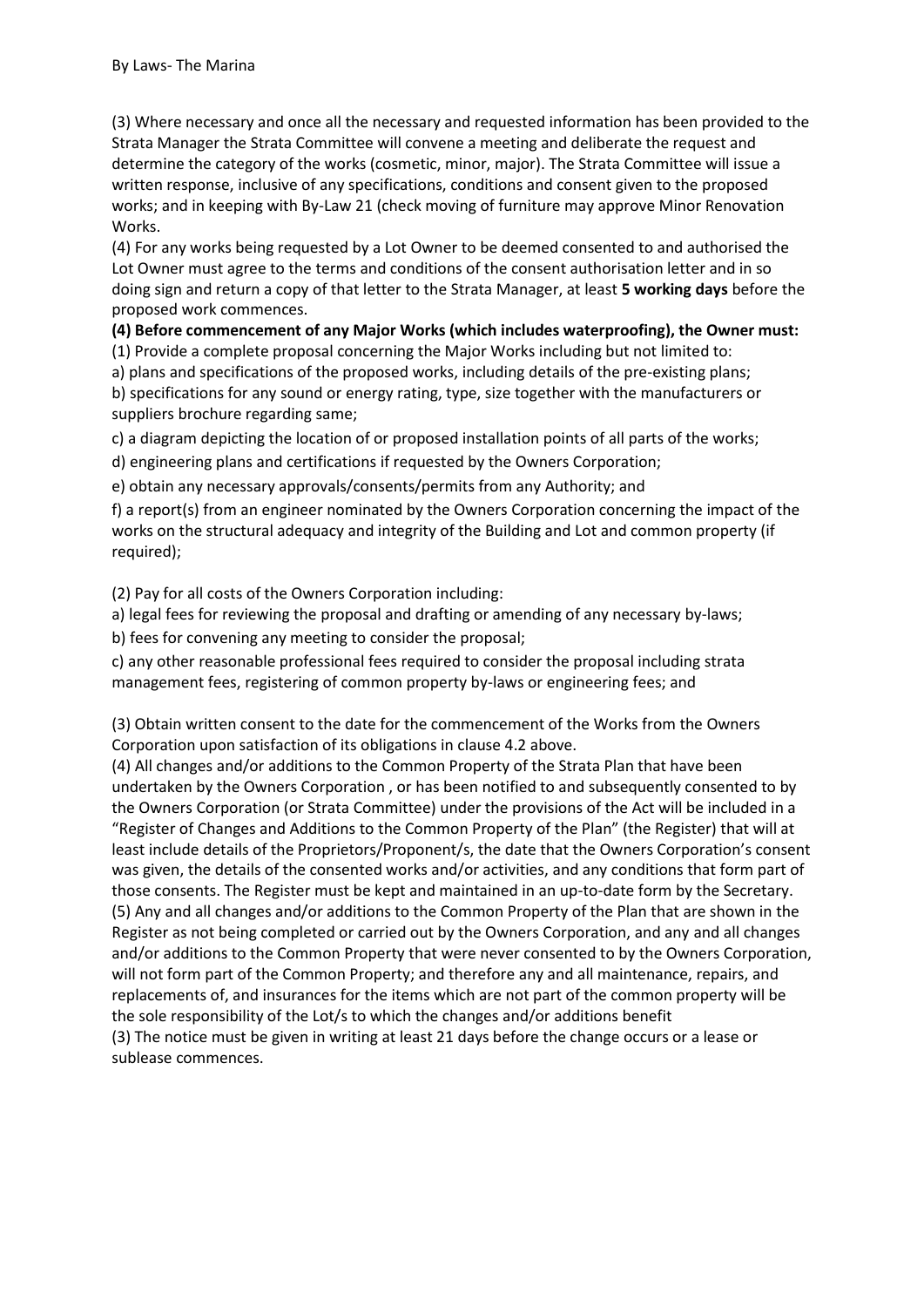(3) Where necessary and once all the necessary and requested information has been provided to the Strata Manager the Strata Committee will convene a meeting and deliberate the request and determine the category of the works (cosmetic, minor, major). The Strata Committee will issue a written response, inclusive of any specifications, conditions and consent given to the proposed works; and in keeping with By-Law 21 (check moving of furniture may approve Minor Renovation Works.

(4) For any works being requested by a Lot Owner to be deemed consented to and authorised the Lot Owner must agree to the terms and conditions of the consent authorisation letter and in so doing sign and return a copy of that letter to the Strata Manager, at least **5 working days** before the proposed work commences.

**(4) Before commencement of any Major Works (which includes waterproofing), the Owner must:**

(1) Provide a complete proposal concerning the Major Works including but not limited to:

a) plans and specifications of the proposed works, including details of the pre-existing plans;

b) specifications for any sound or energy rating, type, size together with the manufacturers or suppliers brochure regarding same;

c) a diagram depicting the location of or proposed installation points of all parts of the works;

d) engineering plans and certifications if requested by the Owners Corporation;

e) obtain any necessary approvals/consents/permits from any Authority; and

f) a report(s) from an engineer nominated by the Owners Corporation concerning the impact of the works on the structural adequacy and integrity of the Building and Lot and common property (if required);

(2) Pay for all costs of the Owners Corporation including:

a) legal fees for reviewing the proposal and drafting or amending of any necessary by-laws;

b) fees for convening any meeting to consider the proposal;

c) any other reasonable professional fees required to consider the proposal including strata management fees, registering of common property by-laws or engineering fees; and

(3) Obtain written consent to the date for the commencement of the Works from the Owners Corporation upon satisfaction of its obligations in clause 4.2 above.

(4) All changes and/or additions to the Common Property of the Strata Plan that have been undertaken by the Owners Corporation , or has been notified to and subsequently consented to by the Owners Corporation (or Strata Committee) under the provisions of the Act will be included in a "Register of Changes and Additions to the Common Property of the Plan" (the Register) that will at least include details of the Proprietors/Proponent/s, the date that the Owners Corporation's consent was given, the details of the consented works and/or activities, and any conditions that form part of those consents. The Register must be kept and maintained in an up-to-date form by the Secretary.

(5) Any and all changes and/or additions to the Common Property of the Plan that are shown in the Register as not being completed or carried out by the Owners Corporation, and any and all changes and/or additions to the Common Property that were never consented to by the Owners Corporation, will not form part of the Common Property; and therefore any and all maintenance, repairs, and replacements of, and insurances for the items which are not part of the common property will be the sole responsibility of the Lot/s to which the changes and/or additions benefit

(3) The notice must be given in writing at least 21 days before the change occurs or a lease or sublease commences.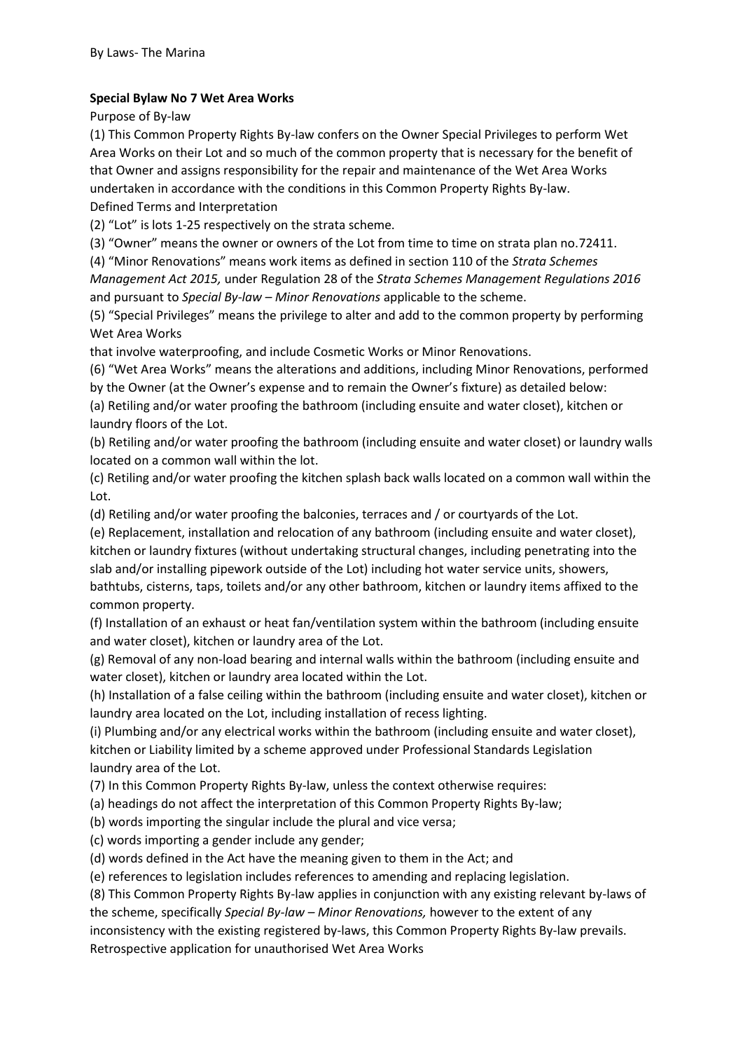**Special Bylaw No 7 Wet Area Works**

Purpose of By-law

(1) This Common Property Rights By-law confers on the Owner Special Privileges to perform Wet Area Works on their Lot and so much of the common property that is necessary for the benefit of that Owner and assigns responsibility for the repair and maintenance of the Wet Area Works undertaken in accordance with the conditions in this Common Property Rights By-law.

Defined Terms and Interpretation

(2) "Lot" is lots 1-25 respectively on the strata scheme.

(3) "Owner" means the owner or owners of the Lot from time to time on strata plan no.72411.

(4) "Minor Renovations" means work items as defined in section 110 of the *Strata Schemes Management Act 2015,* under Regulation 28 of the *Strata Schemes Management Regulations 2016* and pursuant to *Special By-law – Minor Renovations* applicable to the scheme.

(5) "Special Privileges" means the privilege to alter and add to the common property by performing Wet Area Works

that involve waterproofing, and include Cosmetic Works or Minor Renovations.

(6) "Wet Area Works" means the alterations and additions, including Minor Renovations, performed by the Owner (at the Owner's expense and to remain the Owner's fixture) as detailed below:

(a) Retiling and/or water proofing the bathroom (including ensuite and water closet), kitchen or laundry floors of the Lot.

(b) Retiling and/or water proofing the bathroom (including ensuite and water closet) or laundry walls located on a common wall within the lot.

(c) Retiling and/or water proofing the kitchen splash back walls located on a common wall within the Lot.

(d) Retiling and/or water proofing the balconies, terraces and / or courtyards of the Lot.

(e) Replacement, installation and relocation of any bathroom (including ensuite and water closet), kitchen or laundry fixtures (without undertaking structural changes, including penetrating into the slab and/or installing pipework outside of the Lot) including hot water service units, showers, bathtubs, cisterns, taps, toilets and/or any other bathroom, kitchen or laundry items affixed to the common property.

(f) Installation of an exhaust or heat fan/ventilation system within the bathroom (including ensuite and water closet), kitchen or laundry area of the Lot.

(g) Removal of any non-load bearing and internal walls within the bathroom (including ensuite and water closet), kitchen or laundry area located within the Lot.

(h) Installation of a false ceiling within the bathroom (including ensuite and water closet), kitchen or laundry area located on the Lot, including installation of recess lighting.

(i) Plumbing and/or any electrical works within the bathroom (including ensuite and water closet), kitchen or Liability limited by a scheme approved under Professional Standards Legislation laundry area of the Lot.

(7) In this Common Property Rights By-law, unless the context otherwise requires:

(a) headings do not affect the interpretation of this Common Property Rights By-law;

(b) words importing the singular include the plural and vice versa;

(c) words importing a gender include any gender;

(d) words defined in the Act have the meaning given to them in the Act; and

(e) references to legislation includes references to amending and replacing legislation.

(8) This Common Property Rights By-law applies in conjunction with any existing relevant by-laws of the scheme, specifically *Special By-law – Minor Renovations,* however to the extent of any inconsistency with the existing registered by-laws, this Common Property Rights By-law prevails.

Retrospective application for unauthorised Wet Area Works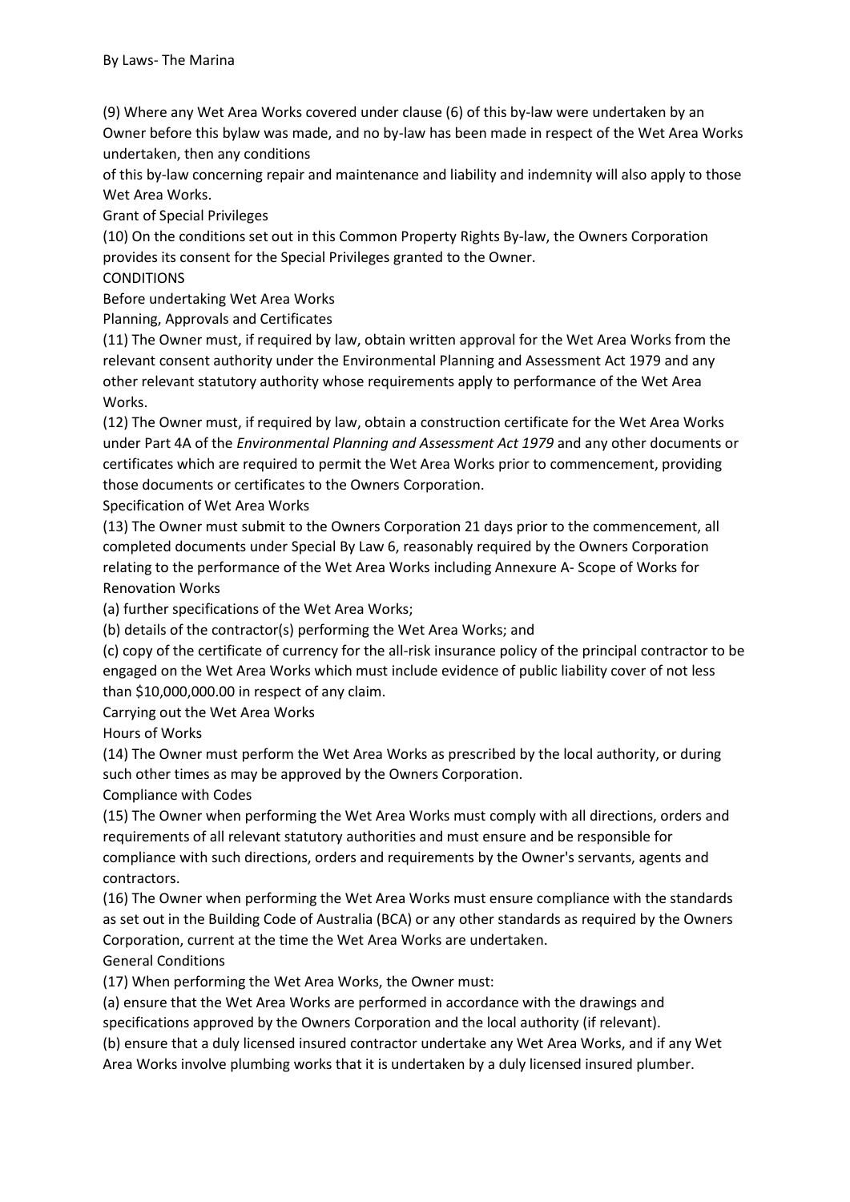(9) Where any Wet Area Works covered under clause (6) of this by-law were undertaken by an Owner before this bylaw was made, and no by-law has been made in respect of the Wet Area Works undertaken, then any conditions of this by-law concerning repair and maintenance and liability and indemnity will also apply to those Wet Area Works.

Grant of Special Privileges

(10) On the conditions set out in this Common Property Rights By-law, the Owners Corporation provides its consent for the Special Privileges granted to the Owner.

CONDITIONS

Before undertaking Wet Area Works

Planning, Approvals and Certificates

(11) The Owner must, if required by law, obtain written approval for the Wet Area Works from the relevant consent authority under the Environmental Planning and Assessment Act 1979 and any other relevant statutory authority whose requirements apply to performance of the Wet Area Works.

(12) The Owner must, if required by law, obtain a construction certificate for the Wet Area Works under Part 4A of the *Environmental Planning and Assessment Act 1979* and any other documents or certificates which are required to permit the Wet Area Works prior to commencement, providing those documents or certificates to the Owners Corporation.

Specification of Wet Area Works

(13) The Owner must submit to the Owners Corporation 21 days prior to the commencement, all completed documents under Special By Law 6, reasonably required by the Owners Corporation relating to the performance of the Wet Area Works including Annexure A- Scope of Works for Renovation Works

(a) further specifications of the Wet Area Works;

(b) details of the contractor(s) performing the Wet Area Works; and

(c) copy of the certificate of currency for the all-risk insurance policy of the principal contractor to be engaged on the Wet Area Works which must include evidence of public liability cover of not less than $10,000,000.00 in respect of any claim.

Carrying out the Wet Area Works

Hours of Works

(14) The Owner must perform the Wet Area Works as prescribed by the local authority, or during such other times as may be approved by the Owners Corporation.

Compliance with Codes

(15) The Owner when performing the Wet Area Works must comply with all directions, orders and requirements of all relevant statutory authorities and must ensure and be responsible for compliance with such directions, orders and requirements by the Owner's servants, agents and contractors.

(16) The Owner when performing the Wet Area Works must ensure compliance with the standards as set out in the Building Code of Australia (BCA) or any other standards as required by the Owners Corporation, current at the time the Wet Area Works are undertaken.

General Conditions

(17) When performing the Wet Area Works, the Owner must:

(a) ensure that the Wet Area Works are performed in accordance with the drawings and specifications approved by the Owners Corporation and the local authority (if relevant).

(b) ensure that a duly licensed insured contractor undertake any Wet Area Works, and if any Wet Area Works involve plumbing works that it is undertaken by a duly licensed insured plumber.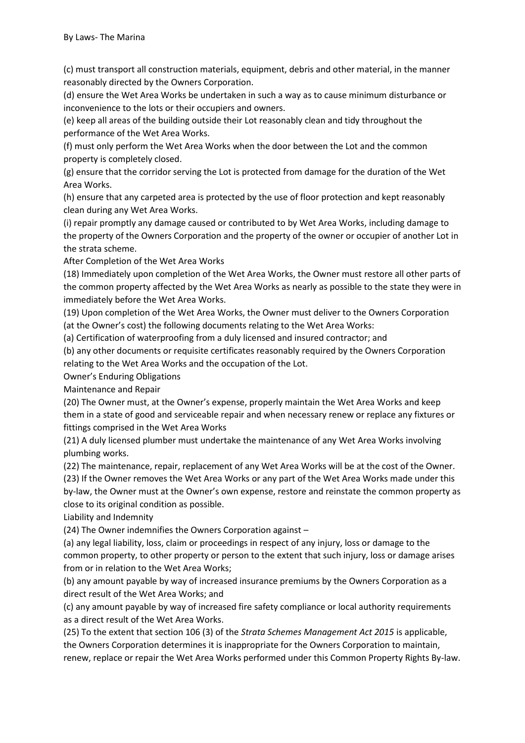(c) must transport all construction materials, equipment, debris and other material, in the manner reasonably directed by the Owners Corporation.

(d) ensure the Wet Area Works be undertaken in such a way as to cause minimum disturbance or inconvenience to the lots or their occupiers and owners.

(e) keep all areas of the building outside their Lot reasonably clean and tidy throughout the performance of the Wet Area Works.

(f) must only perform the Wet Area Works when the door between the Lot and the common property is completely closed.

(g) ensure that the corridor serving the Lot is protected from damage for the duration of the Wet Area Works.

(h) ensure that any carpeted area is protected by the use of floor protection and kept reasonably clean during any Wet Area Works.

(i) repair promptly any damage caused or contributed to by Wet Area Works, including damage to the property of the Owners Corporation and the property of the owner or occupier of another Lot in the strata scheme.

After Completion of the Wet Area Works

(18) Immediately upon completion of the Wet Area Works, the Owner must restore all other parts of the common property affected by the Wet Area Works as nearly as possible to the state they were in immediately before the Wet Area Works.

(19) Upon completion of the Wet Area Works, the Owner must deliver to the Owners Corporation (at the Owner's cost) the following documents relating to the Wet Area Works:

(a) Certification of waterproofing from a duly licensed and insured contractor; and

(b) any other documents or requisite certificates reasonably required by the Owners Corporation relating to the Wet Area Works and the occupation of the Lot.

Owner's Enduring Obligations

Maintenance and Repair

(20) The Owner must, at the Owner's expense, properly maintain the Wet Area Works and keep them in a state of good and serviceable repair and when necessary renew or replace any fixtures or fittings comprised in the Wet Area Works

(21) A duly licensed plumber must undertake the maintenance of any Wet Area Works involving plumbing works.

(22) The maintenance, repair, replacement of any Wet Area Works will be at the cost of the Owner.

(23) If the Owner removes the Wet Area Works or any part of the Wet Area Works made under this by-law, the Owner must at the Owner's own expense, restore and reinstate the common property as close to its original condition as possible.

Liability and Indemnity

(24) The Owner indemnifies the Owners Corporation against –

(a) any legal liability, loss, claim or proceedings in respect of any injury, loss or damage to the common property, to other property or person to the extent that such injury, loss or damage arises from or in relation to the Wet Area Works;

(b) any amount payable by way of increased insurance premiums by the Owners Corporation as a direct result of the Wet Area Works; and

(c) any amount payable by way of increased fire safety compliance or local authority requirements as a direct result of the Wet Area Works.

(25) To the extent that section 106 (3) of the *Strata Schemes Management Act 2015* is applicable, the Owners Corporation determines it is inappropriate for the Owners Corporation to maintain, renew, replace or repair the Wet Area Works performed under this Common Property Rights By-law.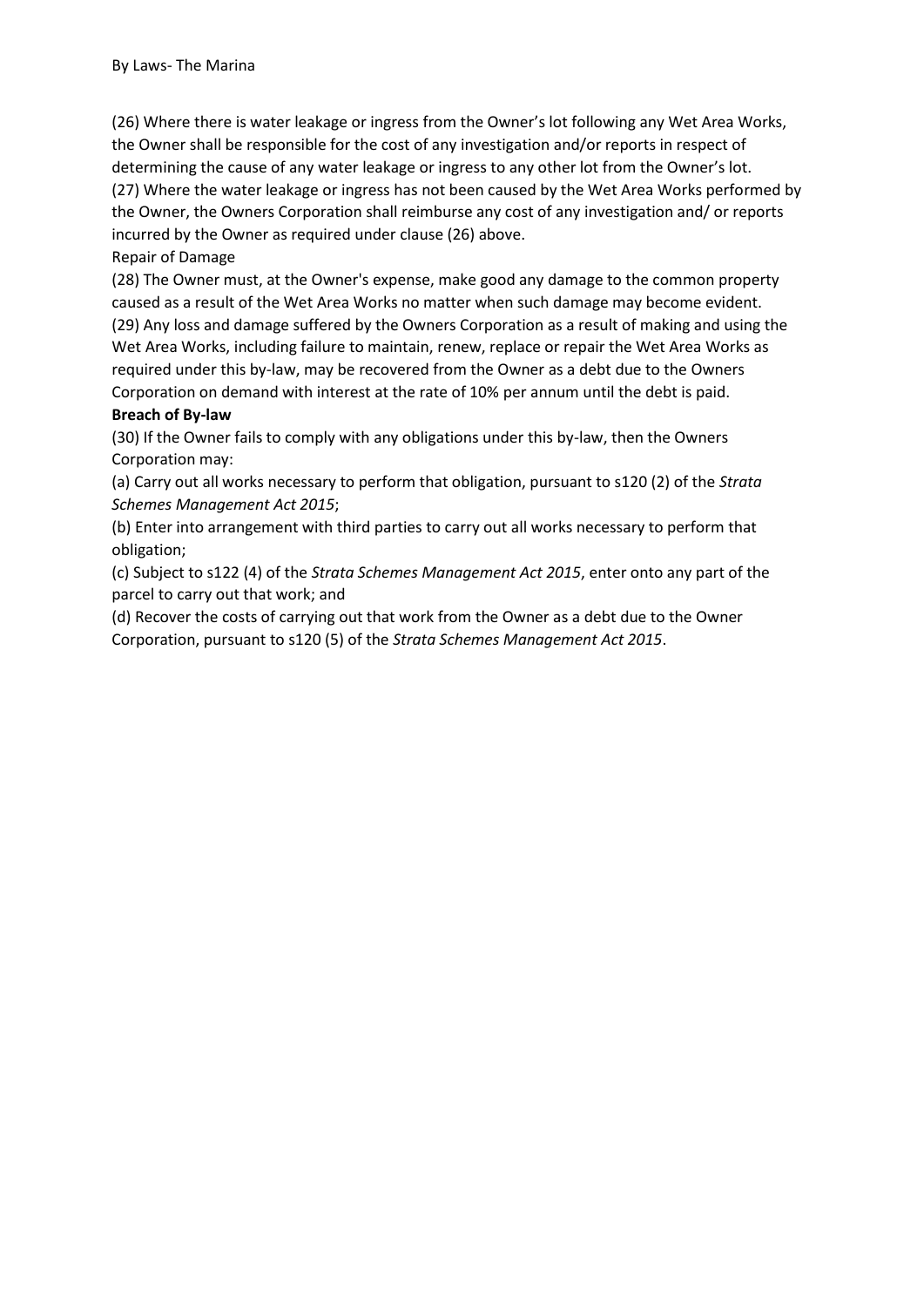(26) Where there is water leakage or ingress from the Owner's lot following any Wet Area Works, the Owner shall be responsible for the cost of any investigation and/or reports in respect of determining the cause of any water leakage or ingress to any other lot from the Owner's lot.

(27) Where the water leakage or ingress has not been caused by the Wet Area Works performed by the Owner, the Owners Corporation shall reimburse any cost of any investigation and/ or reports incurred by the Owner as required under clause (26) above.

Repair of Damage

(28) The Owner must, at the Owner's expense, make good any damage to the common property caused as a result of the Wet Area Works no matter when such damage may become evident.

(29) Any loss and damage suffered by the Owners Corporation as a result of making and using the Wet Area Works, including failure to maintain, renew, replace or repair the Wet Area Works as required under this by-law, may be recovered from the Owner as a debt due to the Owners Corporation on demand with interest at the rate of 10% per annum until the debt is paid.

**Breach of By-law**

(30) If the Owner fails to comply with any obligations under this by-law, then the Owners Corporation may:

(a) Carry out all works necessary to perform that obligation, pursuant to s120 (2) of the *Strata Schemes Management Act 2015*;

(b) Enter into arrangement with third parties to carry out all works necessary to perform that obligation;

(c) Subject to s122 (4) of the *Strata Schemes Management Act 2015*, enter onto any part of the parcel to carry out that work; and

(d) Recover the costs of carrying out that work from the Owner as a debt due to the Owner Corporation, pursuant to s120 (5) of the *Strata Schemes Management Act 2015*.